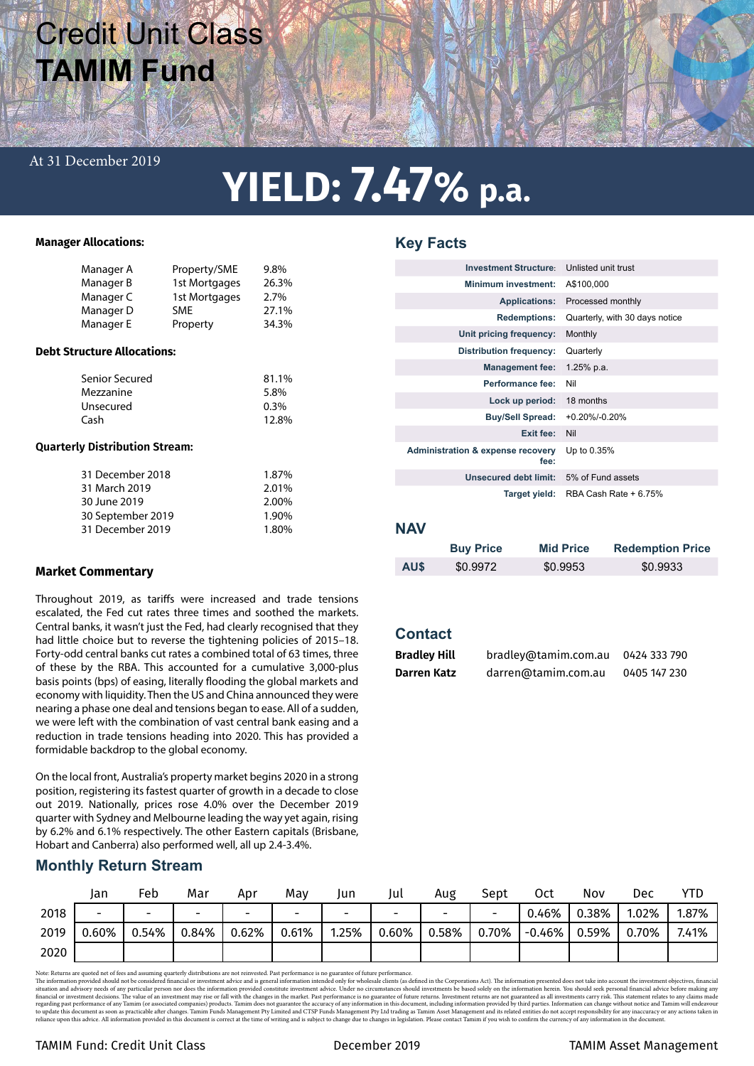# Credit Unit Class
# TAMIM Fund

At 31 December 2019

## YIELD: 7.47% p.a.

**Manager Allocations:**

| | | |
|---|---|---|
| Manager A | Property/SME | 9.8% |
| Manager B | 1st Mortgages | 26.3% |
| Manager C | 1st Mortgages | 2.7% |
| Manager D | SME | 27.1% |
| Manager E | Property | 34.3% |

**Debt Structure Allocations:**

| | |
|---|---|
| Senior Secured | 81.1% |
| Mezzanine | 5.8% |
| Unsecured | 0.3% |
| Cash | 12.8% |

**Quarterly Distribution Stream:**

| | |
|---|---|
| 31 December 2018 | 1.87% |
| 31 March 2019 | 2.01% |
| 30 June 2019 | 2.00% |
| 30 September 2019 | 1.90% |
| 31 December 2019 | 1.80% |

**Market Commentary**

Throughout 2019, as tariffs were increased and trade tensions escalated, the Fed cut rates three times and soothed the markets. Central banks, it wasn't just the Fed, had clearly recognised that they had little choice but to reverse the tightening policies of 2015–18. Forty-odd central banks cut rates a combined total of 63 times, three of these by the RBA. This accounted for a cumulative 3,000-plus basis points (bps) of easing, literally flooding the global markets and economy with liquidity. Then the US and China announced they were nearing a phase one deal and tensions began to ease. All of a sudden, we were left with the combination of vast central bank easing and a reduction in trade tensions heading into 2020. This has provided a formidable backdrop to the global economy.

On the local front, Australia's property market begins 2020 in a strong position, registering its fastest quarter of growth in a decade to close out 2019. Nationally, prices rose 4.0% over the December 2019 quarter with Sydney and Melbourne leading the way yet again, rising by 6.2% and 6.1% respectively. The other Eastern capitals (Brisbane, Hobart and Canberra) also performed well, all up 2.4-3.4%.

## Key Facts

| | |
|---|---|
| Investment Structure: | Unlisted unit trust |
| Minimum investment: | A$100,000 |
| Applications: | Processed monthly |
| Redemptions: | Quarterly, with 30 days notice |
| Unit pricing frequency: | Monthly |
| Distribution frequency: | Quarterly |
| Management fee: | 1.25% p.a. |
| Performance fee: | Nil |
| Lock up period: | 18 months |
| Buy/Sell Spread: | +0.20%/-0.20% |
| Exit fee: | Nil |
| Administration & expense recovery fee: | Up to 0.35% |
| Unsecured debt limit: | 5% of Fund assets |
| Target yield: | RBA Cash Rate + 6.75% |

## NAV

| | Buy Price | Mid Price | Redemption Price |
|---|---|---|---|
| AU$ | $0.9972 | $0.9953 | $0.9933 |

## Contact

| | | |
|---|---|---|
| **Bradley Hill** | bradley@tamim.com.au | 0424 333 790 |
| **Darren Katz** | darren@tamim.com.au | 0405 147 230 |

## Monthly Return Stream

| | Jan | Feb | Mar | Apr | May | Jun | Jul | Aug | Sept | Oct | Nov | Dec | YTD |
|---|---|---|---|---|---|---|---|---|---|---|---|---|---|
| 2018 | - | - | - | - | - | - | - | - | - | 0.46% | 0.38% | 1.02% | 1.87% |
| 2019 | 0.60% | 0.54% | 0.84% | 0.62% | 0.61% | 1.25% | 0.60% | 0.58% | 0.70% | -0.46% | 0.59% | 0.70% | 7.41% |
| 2020 | | | | | | | | | | | | | |

Note: Returns are quoted net of fees and assuming quarterly distributions are not reinvested. Past performance is no guarantee of future performance.
The information provided should not be considered financial or investment advice and is general information intended only for wholesale clients (as defined in the Corporations Act). The information presented does not take into account the investment objectives, financial situation and advisory needs of any particular person nor does the information provided constitute investment advice. Under no circumstances should investments be based solely on the information herein. You should seek personal financial advice before making any financial or investment decisions. The value of an investment may rise or fall with the changes in the market. Past performance is no guarantee of future returns. Investment returns are not guaranteed as all investments carry risk. This statement relates to any claims made regarding past performance of any Tamim (or associated companies) products. Tamim does not guarantee the accuracy of any information in this document, including information provided by third parties. Information can change without notice and Tamim will endeavour to update this document as soon as practicable after changes. Tamim Funds Management Pty Limited and CTSP Funds Management Pty Ltd trading as Tamim Asset Management and its related entities do not accept responsibility for any inaccuracy or any actions taken in reliance upon this advice. All information provided in this document is correct at the time of writing and is subject to change due to changes in legislation. Please contact Tamim if you wish to confirm the currency of any information in the document.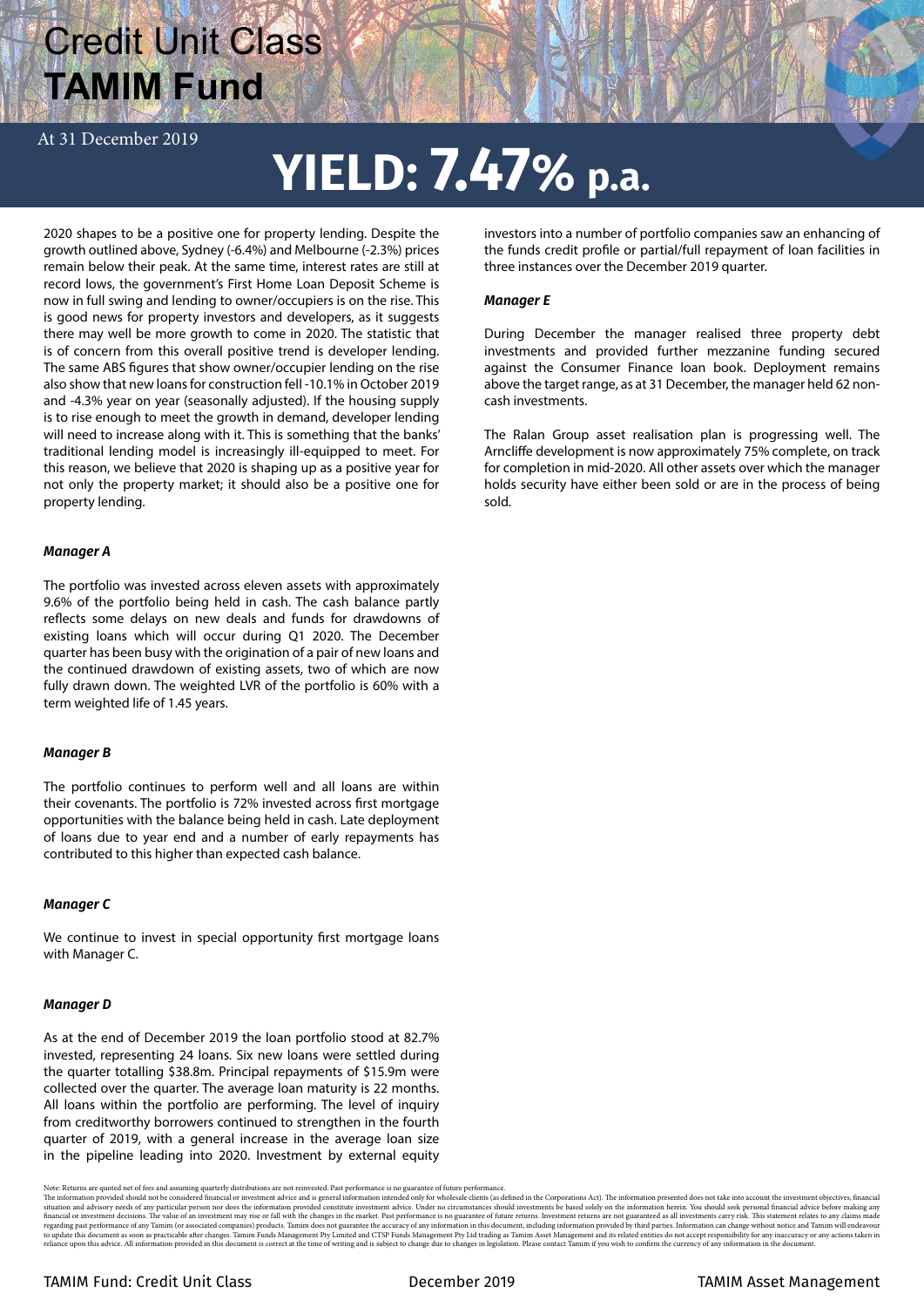# Credit Unit Class
# TAMIM Fund

At 31 December 2019

## YIELD: 7.47% p.a.

2020 shapes to be a positive one for property lending. Despite the growth outlined above, Sydney (-6.4%) and Melbourne (-2.3%) prices remain below their peak. At the same time, interest rates are still at record lows, the government's First Home Loan Deposit Scheme is now in full swing and lending to owner/occupiers is on the rise. This is good news for property investors and developers, as it suggests there may well be more growth to come in 2020. The statistic that is of concern from this overall positive trend is developer lending. The same ABS figures that show owner/occupier lending on the rise also show that new loans for construction fell -10.1% in October 2019 and -4.3% year on year (seasonally adjusted). If the housing supply is to rise enough to meet the growth in demand, developer lending will need to increase along with it. This is something that the banks' traditional lending model is increasingly ill-equipped to meet. For this reason, we believe that 2020 is shaping up as a positive year for not only the property market; it should also be a positive one for property lending.

***Manager A***

The portfolio was invested across eleven assets with approximately 9.6% of the portfolio being held in cash. The cash balance partly reflects some delays on new deals and funds for drawdowns of existing loans which will occur during Q1 2020. The December quarter has been busy with the origination of a pair of new loans and the continued drawdown of existing assets, two of which are now fully drawn down. The weighted LVR of the portfolio is 60% with a term weighted life of 1.45 years.

***Manager B***

The portfolio continues to perform well and all loans are within their covenants. The portfolio is 72% invested across first mortgage opportunities with the balance being held in cash. Late deployment of loans due to year end and a number of early repayments has contributed to this higher than expected cash balance.

***Manager C***

We continue to invest in special opportunity first mortgage loans with Manager C.

***Manager D***

As at the end of December 2019 the loan portfolio stood at 82.7% invested, representing 24 loans. Six new loans were settled during the quarter totalling $38.8m. Principal repayments of $15.9m were collected over the quarter. The average loan maturity is 22 months. All loans within the portfolio are performing. The level of inquiry from creditworthy borrowers continued to strengthen in the fourth quarter of 2019, with a general increase in the average loan size in the pipeline leading into 2020. Investment by external equity investors into a number of portfolio companies saw an enhancing of the funds credit profile or partial/full repayment of loan facilities in three instances over the December 2019 quarter.

***Manager E***

During December the manager realised three property debt investments and provided further mezzanine funding secured against the Consumer Finance loan book. Deployment remains above the target range, as at 31 December, the manager held 62 non-cash investments.

The Ralan Group asset realisation plan is progressing well. The Arncliffe development is now approximately 75% complete, on track for completion in mid-2020. All other assets over which the manager holds security have either been sold or are in the process of being sold.

Note: Returns are quoted net of fees and assuming quarterly distributions are not reinvested. Past performance is no guarantee of future performance.
The information provided should not be considered financial or investment advice and is general information intended only for wholesale clients (as defined in the Corporations Act). The information presented does not take into account the investment objectives, financial situation and advisory needs of any particular person nor does the information provided constitute investment advice. Under no circumstances should investments be based solely on the information herein. You should seek personal financial advice before making any financial or investment decisions. The value of an investment may rise or fall with the changes in the market. Past performance is no guarantee of future performance. Investment returns are not guaranteed as all investments carry risk. This statement relates to any claims made regarding past performance of any Tamim (or associated companies) products. Tamim does not guarantee the accuracy of any information in this document, including information provided by third parties. Information can change without notice and Tamim will endeavour to update this document as soon as practicable after changes. Tamim Funds Management Pty Limited and CTSP Funds Management Pty Ltd trading as Tamim Asset Management and its related entities do not accept responsibility for any inaccuracy or any actions taken in reliance upon this advice. All information provided in this document is correct at the time of writing and is subject to change due to changes in legislation. Please contact Tamim if you wish to confirm the currency of any information in the document.